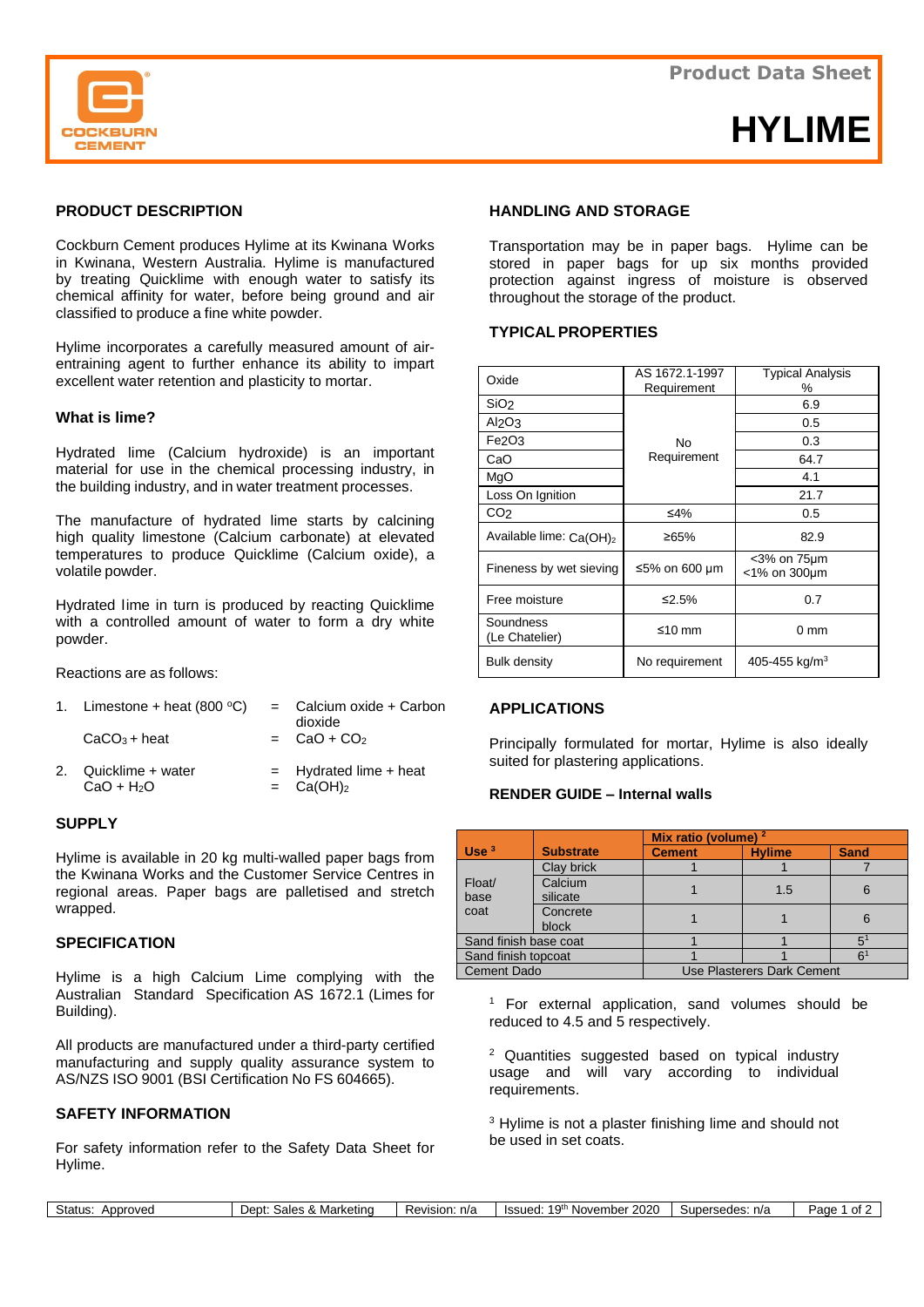# Product Data Sheet

# HYLIME

## PRODUCT DESCRIPTION

Cockburn Cement produces Hylime at its Kwinana Works in Kwinana, Western Australia. Hylime is manufactured by treating Quicklime with enough water to satisfy its chemical affinity for water, before being ground and air classified to produce a fine white powder.

Hylime incorporates a carefully measured amount of air-entraining agent to further enhance its ability to impart excellent water retention and plasticity to mortar.

### What is lime?

Hydrated lime (Calcium hydroxide) is an important material for use in the chemical processing industry, in the building industry, and in water treatment processes.

The manufacture of hydrated lime starts by calcining high quality limestone (Calcium carbonate) at elevated temperatures to produce Quicklime (Calcium oxide), a volatile powder.

Hydrated lime in turn is produced by reacting Quicklime with a controlled amount of water to form a dry white powder.

Reactions are as follows:

1. Limestone + heat (800 °C) = Calcium oxide + Carbon dioxide
   $CaCO_3$ + heat = $CaO + CO_2$
2. Quicklime + water = Hydrated lime + heat
   $CaO + H_2O$ = $Ca(OH)_2$

## SUPPLY

Hylime is available in 20 kg multi-walled paper bags from the Kwinana Works and the Customer Service Centres in regional areas. Paper bags are palletised and stretch wrapped.

## SPECIFICATION

Hylime is a high Calcium Lime complying with the Australian Standard Specification AS 1672.1 (Limes for Building).

All products are manufactured under a third-party certified manufacturing and supply quality assurance system to AS/NZS ISO 9001 (BSI Certification No FS 604665).

## SAFETY INFORMATION

For safety information refer to the Safety Data Sheet for Hylime.

## HANDLING AND STORAGE

Transportation may be in paper bags. Hylime can be stored in paper bags for up six months provided protection against ingress of moisture is observed throughout the storage of the product.

## TYPICAL PROPERTIES

| Oxide | AS 1672.1-1997 Requirement | Typical Analysis % |
|---|---|---|
| $SiO_2$ | No Requirement | 6.9 |
| $Al_2O_3$ | | 0.5 |
| $Fe_2O_3$ | | 0.3 |
| CaO | | 64.7 |
| MgO | | 4.1 |
| Loss On Ignition | | 21.7 |
| $CO_2$ | ≤4% | 0.5 |
| Available lime: $Ca(OH)_2$ | ≥65% | 82.9 |
| Fineness by wet sieving | ≤5% on 600 µm | <3% on 75µm <1% on 300µm |
| Free moisture | ≤2.5% | 0.7 |
| Soundness (Le Chatelier) | ≤10 mm | 0 mm |
| Bulk density | No requirement | 405-455 kg/m$^3$ |

## APPLICATIONS

Principally formulated for mortar, Hylime is also ideally suited for plastering applications.

### RENDER GUIDE – Internal walls

| Use [3] | Substrate | Mix ratio (volume) [2] | | |
|---|---|---|---|---|
| | | Cement | Hylime | Sand |
| Float/ base coat | Clay brick | 1 | 1 | 7 |
| | Calcium silicate | 1 | 1.5 | 6 |
| | Concrete block | 1 | 1 | 6 |
| Sand finish base coat | | 1 | 1 | 5[1] |
| Sand finish topcoat | | 1 | 1 | 6[1] |
| Cement Dado | | Use Plasterers Dark Cement | | |

[1] For external application, sand volumes should be reduced to 4.5 and 5 respectively.

[2] Quantities suggested based on typical industry usage and will vary according to individual requirements.

[3] Hylime is not a plaster finishing lime and should not be used in set coats.

| Status: Approved | Dept: Sales & Marketing | Revision: n/a | Issued: 19th November 2020 | Supersedes: n/a |
|---|---|---|---|---|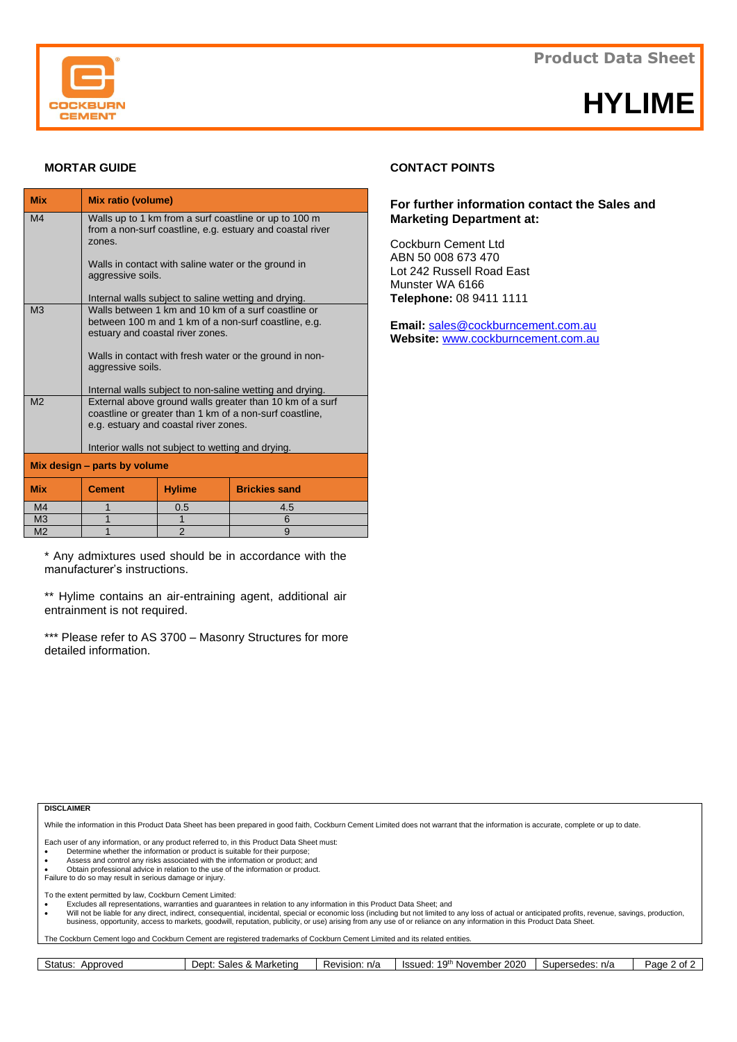# HYLIME

Product Data Sheet

## MORTAR GUIDE

| Mix | Mix ratio (volume) |
| --- | --- |
| M4 | Walls up to 1 km from a surf coastline or up to 100 m from a non-surf coastline, e.g. estuary and coastal river zones.<br><br>Walls in contact with saline water or the ground in aggressive soils.<br><br>Internal walls subject to saline wetting and drying. |
| M3 | Walls between 1 km and 10 km of a surf coastline or between 100 m and 1 km of a non-surf coastline, e.g. estuary and coastal river zones.<br><br>Walls in contact with fresh water or the ground in non-aggressive soils.<br><br>Internal walls subject to non-saline wetting and drying. |
| M2 | External above ground walls greater than 10 km of a surf coastline or greater than 1 km of a non-surf coastline, e.g. estuary and coastal river zones.<br><br>Interior walls not subject to wetting and drying. |

**Mix design – parts by volume**

| Mix | Cement | Hylime | Brickies sand |
| --- | --- | --- | --- |
| M4 | 1 | 0.5 | 4.5 |
| M3 | 1 | 1 | 6 |
| M2 | 1 | 2 | 9 |

\* Any admixtures used should be in accordance with the manufacturer's instructions.

** Hylime contains an air-entraining agent, additional air entrainment is not required.

*** Please refer to AS 3700 – Masonry Structures for more detailed information.

## CONTACT POINTS

### For further information contact the Sales and Marketing Department at:

Cockburn Cement Ltd
ABN 50 008 673 470
Lot 242 Russell Road East
Munster WA 6166
**Telephone:** 08 9411 1111

**Email:** sales@cockburncement.com.au
**Website:** www.cockburncement.com.au

**DISCLAIMER**

While the information in this Product Data Sheet has been prepared in good faith, Cockburn Cement Limited does not warrant that the information is accurate, complete or up to date.

Each user of any information, or any product referred to, in this Product Data Sheet must:

- Determine whether the information or product is suitable for their purpose;
- Assess and control any risks associated with the information or product; and
- Obtain professional advice in relation to the use of the information or product.

Failure to do so may result in serious damage or injury.

To the extent permitted by law, Cockburn Cement Limited:

- Excludes all representations, warranties and guarantees in relation to any information in this Product Data Sheet; and
- Will not be liable for any direct, indirect, consequential, incidental, special or economic loss (including but not limited to any loss of actual or anticipated profits, revenue, savings, production, business, opportunity, access to markets, goodwill, reputation, publicity, or use) arising from any use of or reliance on any information in this Product Data Sheet.

The Cockburn Cement logo and Cockburn Cement are registered trademarks of Cockburn Cement Limited and its related entities.

| Status: Approved | Dept: Sales & Marketing | Revision: n/a | Issued: 19th November 2020 | Supersedes: n/a |
| --- | --- | --- | --- | --- |